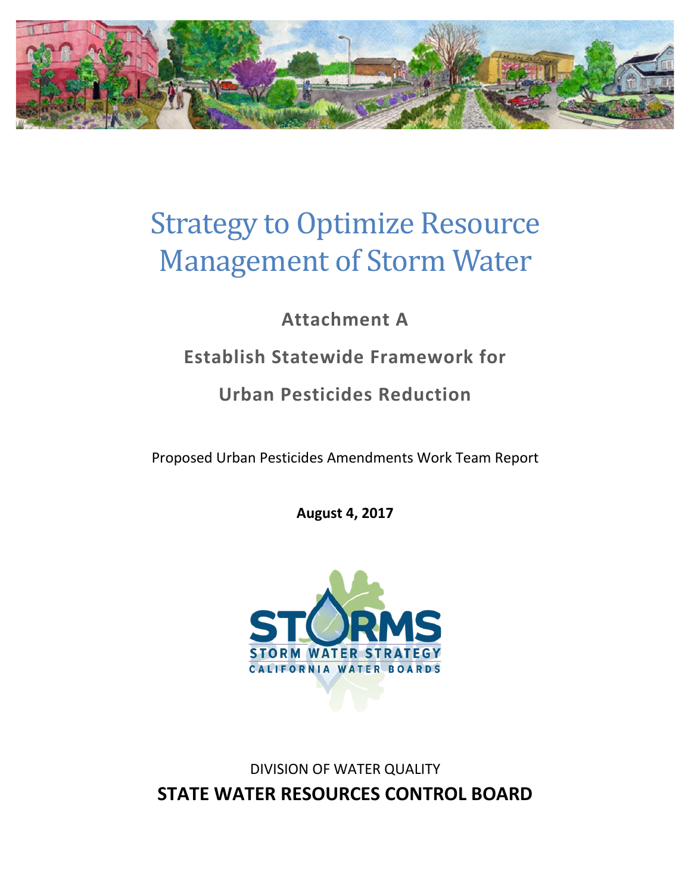# Strategy to Optimize Resource Management of Storm Water

## Attachment A

## Establish Statewide Framework for Urban Pesticides Reduction

Proposed Urban Pesticides Amendments Work Team Report

**August 4, 2017**

STORMS
STORM WATER STRATEGY
CALIFORNIA WATER BOARDS

DIVISION OF WATER QUALITY

**STATE WATER RESOURCES CONTROL BOARD**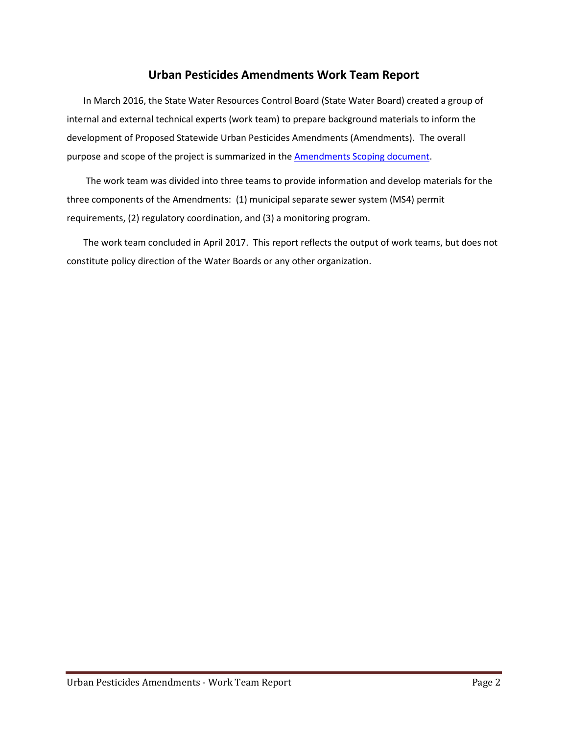# Urban Pesticides Amendments Work Team Report

In March 2016, the State Water Resources Control Board (State Water Board) created a group of internal and external technical experts (work team) to prepare background materials to inform the development of Proposed Statewide Urban Pesticides Amendments (Amendments). The overall purpose and scope of the project is summarized in the Amendments Scoping document.

The work team was divided into three teams to provide information and develop materials for the three components of the Amendments: (1) municipal separate sewer system (MS4) permit requirements, (2) regulatory coordination, and (3) a monitoring program.

The work team concluded in April 2017. This report reflects the output of work teams, but does not constitute policy direction of the Water Boards or any other organization.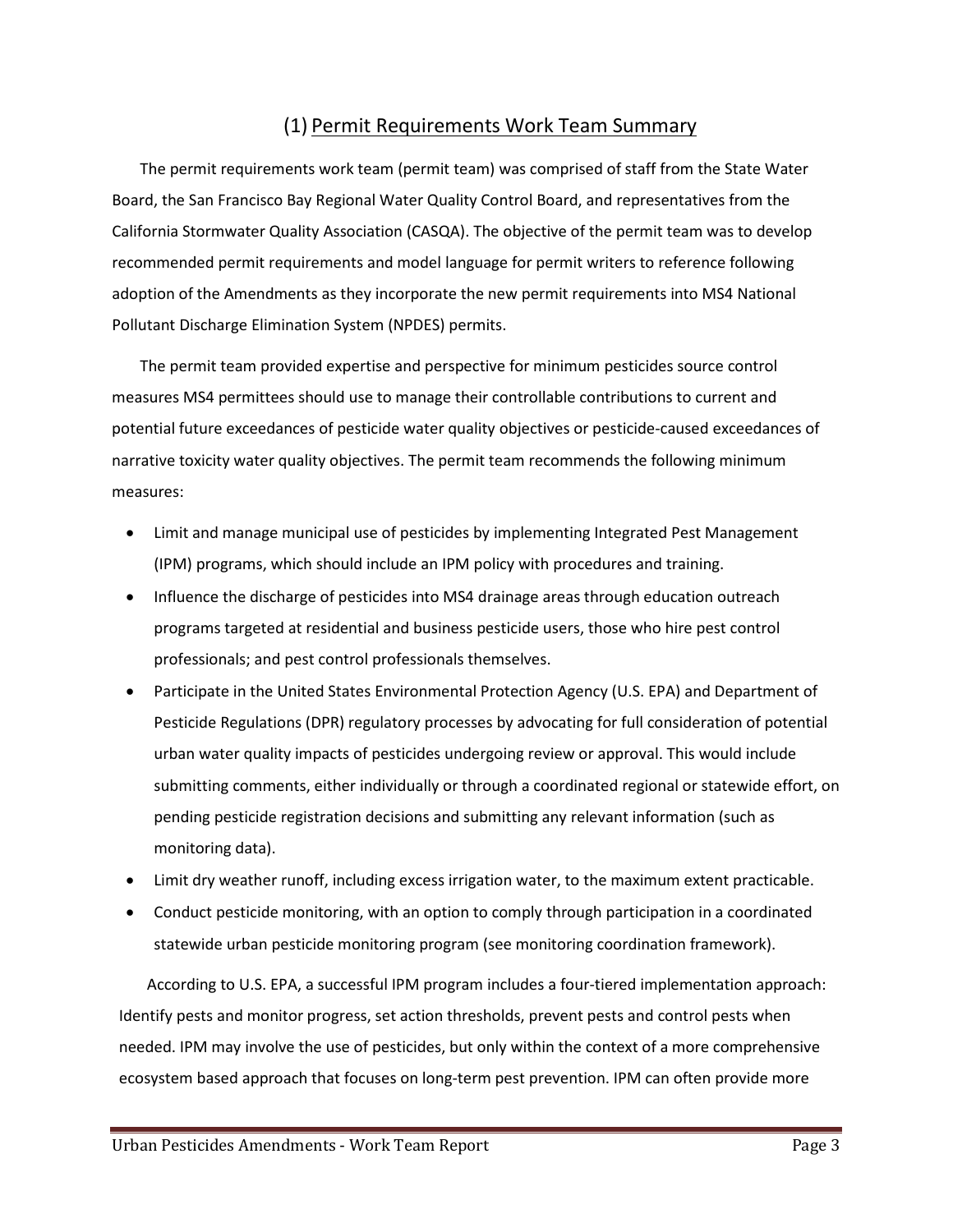## (1) Permit Requirements Work Team Summary

The permit requirements work team (permit team) was comprised of staff from the State Water Board, the San Francisco Bay Regional Water Quality Control Board, and representatives from the California Stormwater Quality Association (CASQA). The objective of the permit team was to develop recommended permit requirements and model language for permit writers to reference following adoption of the Amendments as they incorporate the new permit requirements into MS4 National Pollutant Discharge Elimination System (NPDES) permits.

The permit team provided expertise and perspective for minimum pesticides source control measures MS4 permittees should use to manage their controllable contributions to current and potential future exceedances of pesticide water quality objectives or pesticide-caused exceedances of narrative toxicity water quality objectives. The permit team recommends the following minimum measures:

- Limit and manage municipal use of pesticides by implementing Integrated Pest Management (IPM) programs, which should include an IPM policy with procedures and training.
- Influence the discharge of pesticides into MS4 drainage areas through education outreach programs targeted at residential and business pesticide users, those who hire pest control professionals; and pest control professionals themselves.
- Participate in the United States Environmental Protection Agency (U.S. EPA) and Department of Pesticide Regulations (DPR) regulatory processes by advocating for full consideration of potential urban water quality impacts of pesticides undergoing review or approval. This would include submitting comments, either individually or through a coordinated regional or statewide effort, on pending pesticide registration decisions and submitting any relevant information (such as monitoring data).
- Limit dry weather runoff, including excess irrigation water, to the maximum extent practicable.
- Conduct pesticide monitoring, with an option to comply through participation in a coordinated statewide urban pesticide monitoring program (see monitoring coordination framework).

According to U.S. EPA, a successful IPM program includes a four-tiered implementation approach: Identify pests and monitor progress, set action thresholds, prevent pests and control pests when needed. IPM may involve the use of pesticides, but only within the context of a more comprehensive ecosystem based approach that focuses on long-term pest prevention. IPM can often provide more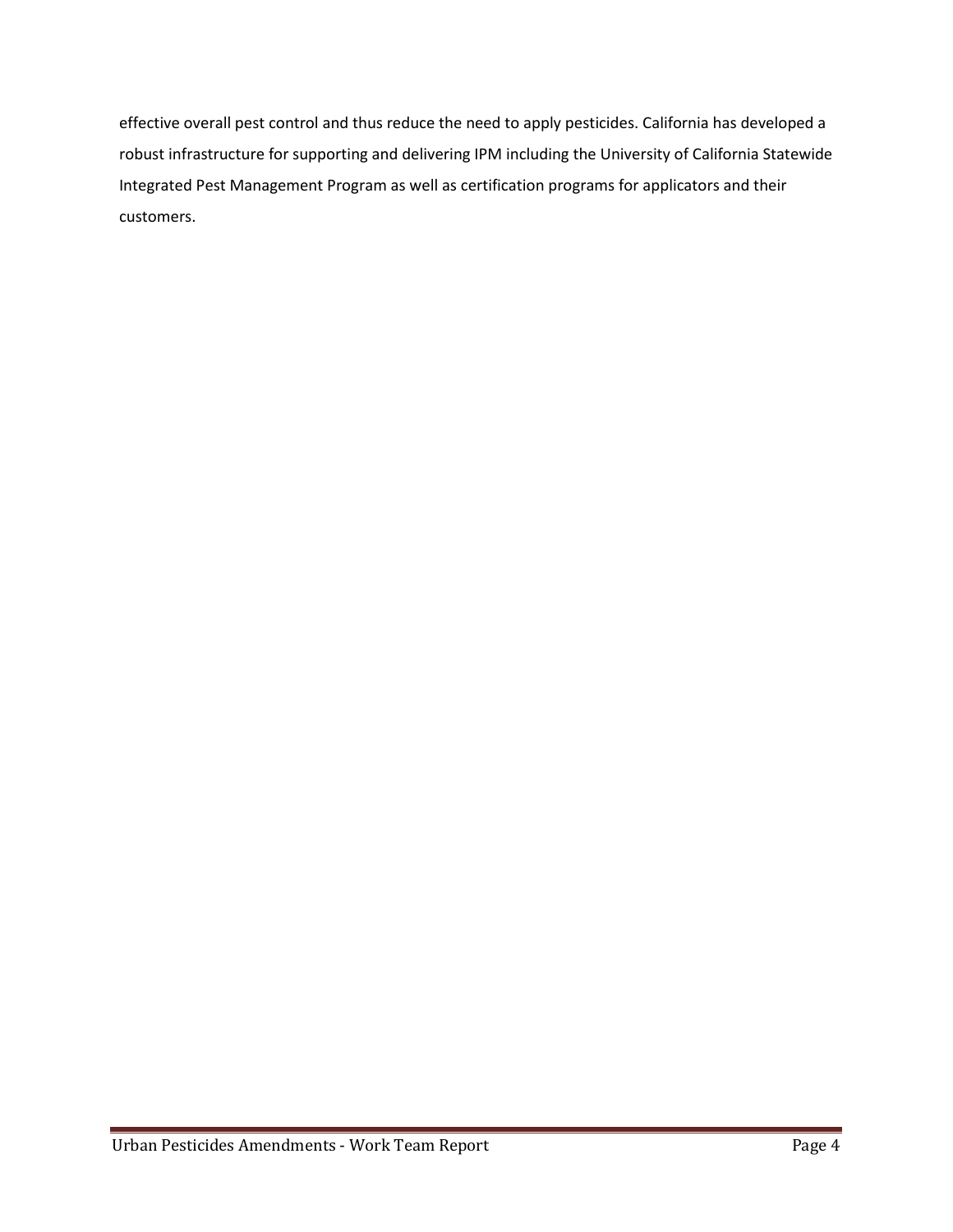effective overall pest control and thus reduce the need to apply pesticides. California has developed a robust infrastructure for supporting and delivering IPM including the University of California Statewide Integrated Pest Management Program as well as certification programs for applicators and their customers.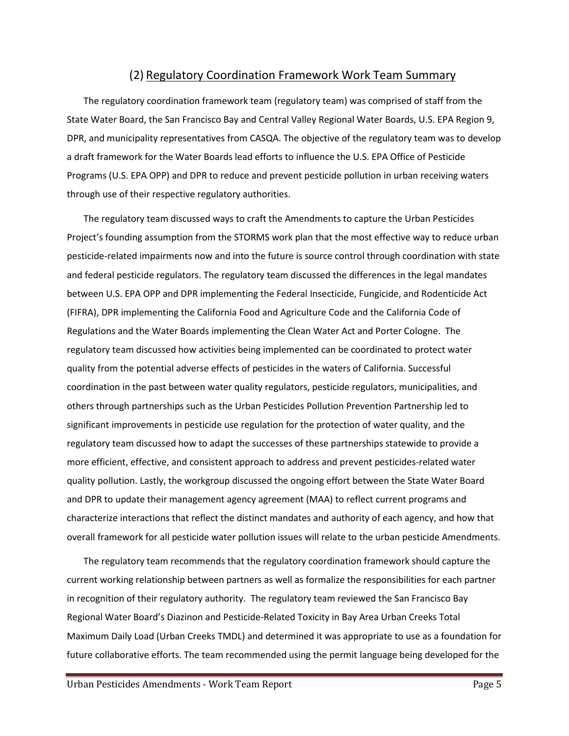## (2) Regulatory Coordination Framework Work Team Summary

The regulatory coordination framework team (regulatory team) was comprised of staff from the State Water Board, the San Francisco Bay and Central Valley Regional Water Boards, U.S. EPA Region 9, DPR, and municipality representatives from CASQA. The objective of the regulatory team was to develop a draft framework for the Water Boards lead efforts to influence the U.S. EPA Office of Pesticide Programs (U.S. EPA OPP) and DPR to reduce and prevent pesticide pollution in urban receiving waters through use of their respective regulatory authorities.

The regulatory team discussed ways to craft the Amendments to capture the Urban Pesticides Project's founding assumption from the STORMS work plan that the most effective way to reduce urban pesticide-related impairments now and into the future is source control through coordination with state and federal pesticide regulators. The regulatory team discussed the differences in the legal mandates between U.S. EPA OPP and DPR implementing the Federal Insecticide, Fungicide, and Rodenticide Act (FIFRA), DPR implementing the California Food and Agriculture Code and the California Code of Regulations and the Water Boards implementing the Clean Water Act and Porter Cologne. The regulatory team discussed how activities being implemented can be coordinated to protect water quality from the potential adverse effects of pesticides in the waters of California. Successful coordination in the past between water quality regulators, pesticide regulators, municipalities, and others through partnerships such as the Urban Pesticides Pollution Prevention Partnership led to significant improvements in pesticide use regulation for the protection of water quality, and the regulatory team discussed how to adapt the successes of these partnerships statewide to provide a more efficient, effective, and consistent approach to address and prevent pesticides-related water quality pollution. Lastly, the workgroup discussed the ongoing effort between the State Water Board and DPR to update their management agency agreement (MAA) to reflect current programs and characterize interactions that reflect the distinct mandates and authority of each agency, and how that overall framework for all pesticide water pollution issues will relate to the urban pesticide Amendments.

The regulatory team recommends that the regulatory coordination framework should capture the current working relationship between partners as well as formalize the responsibilities for each partner in recognition of their regulatory authority. The regulatory team reviewed the San Francisco Bay Regional Water Board's Diazinon and Pesticide-Related Toxicity in Bay Area Urban Creeks Total Maximum Daily Load (Urban Creeks TMDL) and determined it was appropriate to use as a foundation for future collaborative efforts. The team recommended using the permit language being developed for the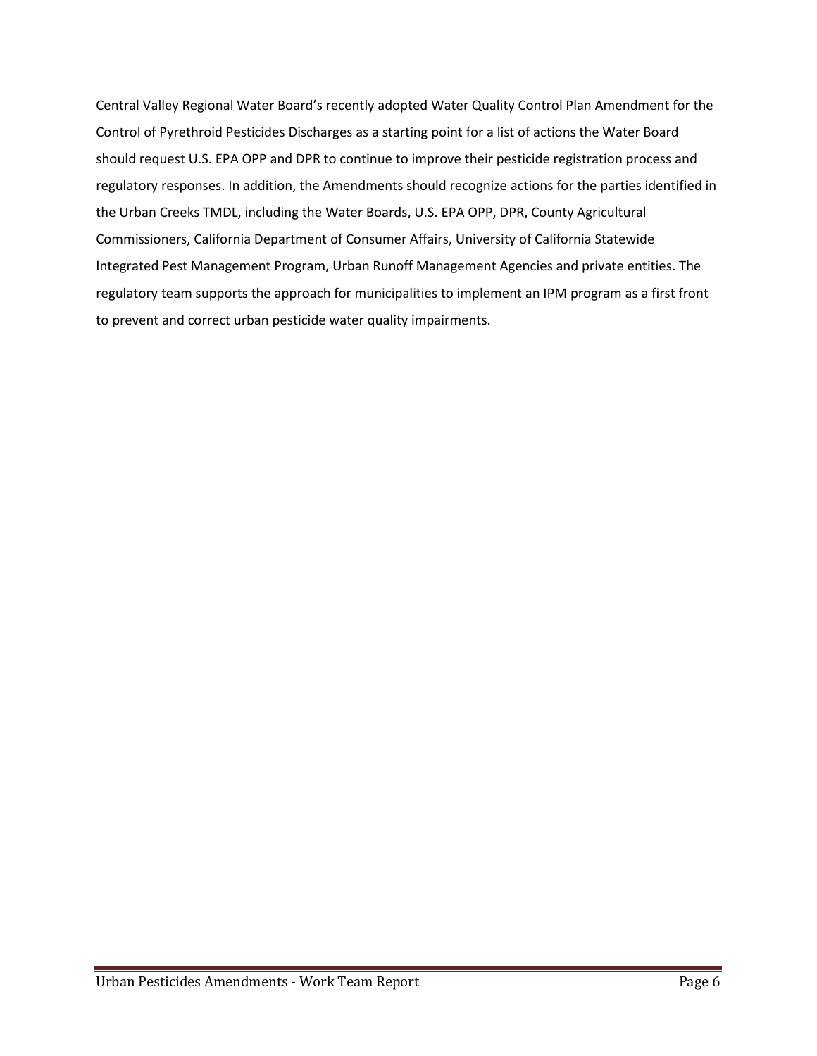Central Valley Regional Water Board's recently adopted Water Quality Control Plan Amendment for the Control of Pyrethroid Pesticides Discharges as a starting point for a list of actions the Water Board should request U.S. EPA OPP and DPR to continue to improve their pesticide registration process and regulatory responses. In addition, the Amendments should recognize actions for the parties identified in the Urban Creeks TMDL, including the Water Boards, U.S. EPA OPP, DPR, County Agricultural Commissioners, California Department of Consumer Affairs, University of California Statewide Integrated Pest Management Program, Urban Runoff Management Agencies and private entities. The regulatory team supports the approach for municipalities to implement an IPM program as a first front to prevent and correct urban pesticide water quality impairments.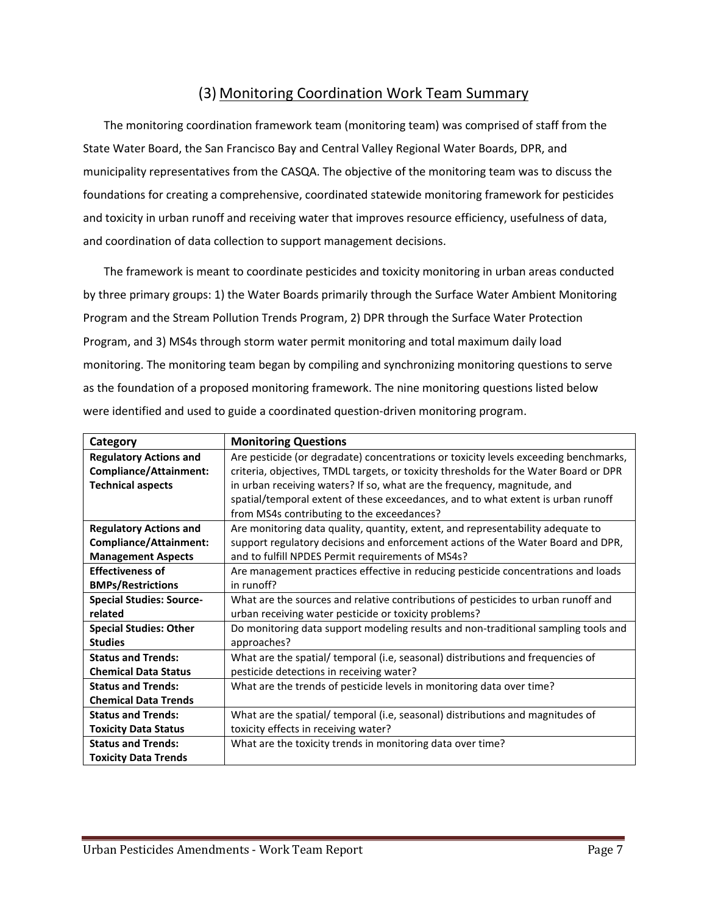## (3) Monitoring Coordination Work Team Summary

The monitoring coordination framework team (monitoring team) was comprised of staff from the State Water Board, the San Francisco Bay and Central Valley Regional Water Boards, DPR, and municipality representatives from the CASQA. The objective of the monitoring team was to discuss the foundations for creating a comprehensive, coordinated statewide monitoring framework for pesticides and toxicity in urban runoff and receiving water that improves resource efficiency, usefulness of data, and coordination of data collection to support management decisions.

The framework is meant to coordinate pesticides and toxicity monitoring in urban areas conducted by three primary groups: 1) the Water Boards primarily through the Surface Water Ambient Monitoring Program and the Stream Pollution Trends Program, 2) DPR through the Surface Water Protection Program, and 3) MS4s through storm water permit monitoring and total maximum daily load monitoring. The monitoring team began by compiling and synchronizing monitoring questions to serve as the foundation of a proposed monitoring framework. The nine monitoring questions listed below were identified and used to guide a coordinated question-driven monitoring program.

| Category | Monitoring Questions |
|---|---|
| **Regulatory Actions and Compliance/Attainment: Technical aspects** | Are pesticide (or degradate) concentrations or toxicity levels exceeding benchmarks, criteria, objectives, TMDL targets, or toxicity thresholds for the Water Board or DPR in urban receiving waters? If so, what are the frequency, magnitude, and spatial/temporal extent of these exceedances, and to what extent is urban runoff from MS4s contributing to the exceedances? |
| **Regulatory Actions and Compliance/Attainment: Management Aspects** | Are monitoring data quality, quantity, extent, and representability adequate to support regulatory decisions and enforcement actions of the Water Board and DPR, and to fulfill NPDES Permit requirements of MS4s? |
| **Effectiveness of BMPs/Restrictions** | Are management practices effective in reducing pesticide concentrations and loads in runoff? |
| **Special Studies: Source-related** | What are the sources and relative contributions of pesticides to urban runoff and urban receiving water pesticide or toxicity problems? |
| **Special Studies: Other Studies** | Do monitoring data support modeling results and non-traditional sampling tools and approaches? |
| **Status and Trends: Chemical Data Status** | What are the spatial/ temporal (i.e, seasonal) distributions and frequencies of pesticide detections in receiving water? |
| **Status and Trends: Chemical Data Trends** | What are the trends of pesticide levels in monitoring data over time? |
| **Status and Trends: Toxicity Data Status** | What are the spatial/ temporal (i.e, seasonal) distributions and magnitudes of toxicity effects in receiving water? |
| **Status and Trends: Toxicity Data Trends** | What are the toxicity trends in monitoring data over time? |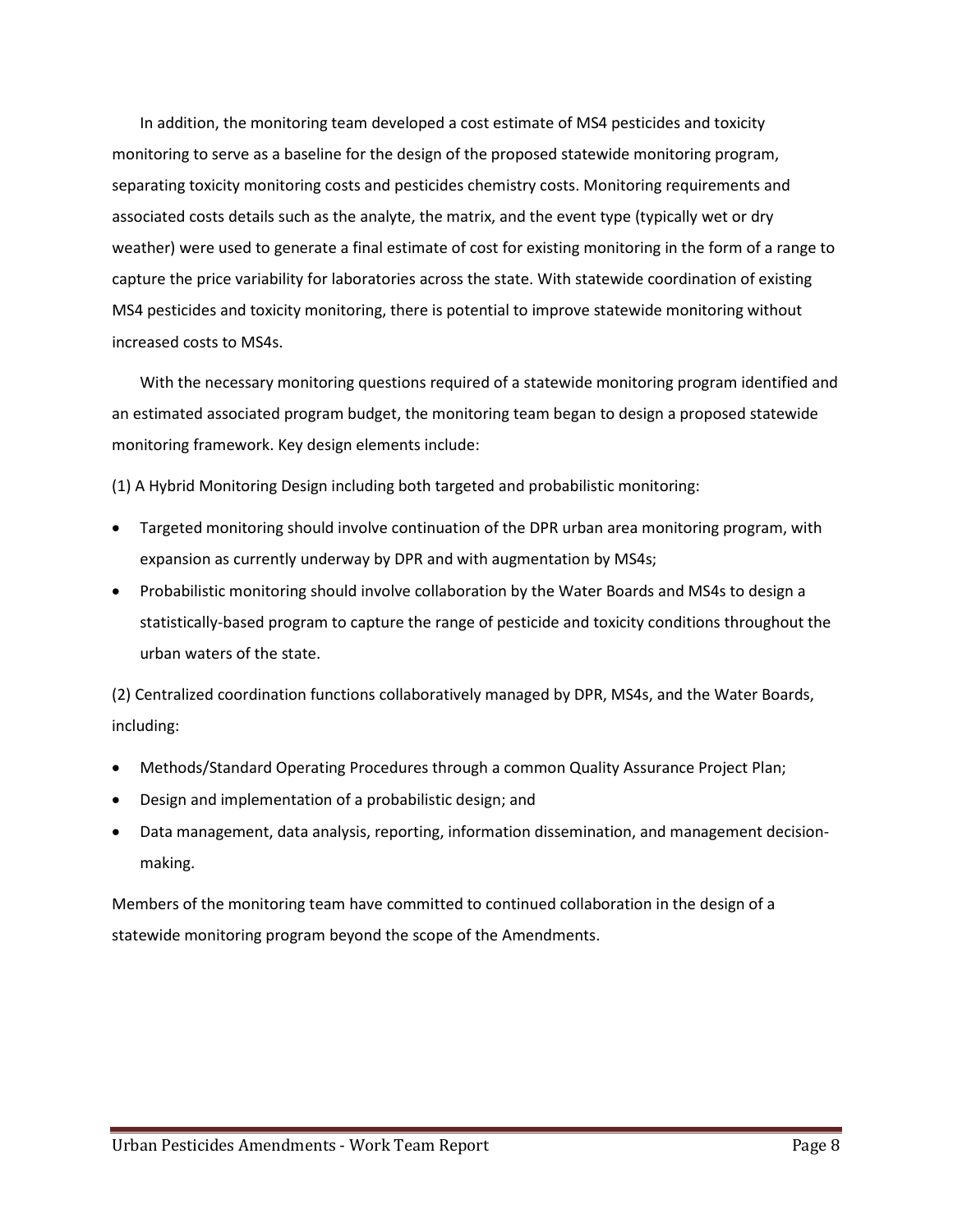In addition, the monitoring team developed a cost estimate of MS4 pesticides and toxicity monitoring to serve as a baseline for the design of the proposed statewide monitoring program, separating toxicity monitoring costs and pesticides chemistry costs. Monitoring requirements and associated costs details such as the analyte, the matrix, and the event type (typically wet or dry weather) were used to generate a final estimate of cost for existing monitoring in the form of a range to capture the price variability for laboratories across the state. With statewide coordination of existing MS4 pesticides and toxicity monitoring, there is potential to improve statewide monitoring without increased costs to MS4s.

With the necessary monitoring questions required of a statewide monitoring program identified and an estimated associated program budget, the monitoring team began to design a proposed statewide monitoring framework. Key design elements include:

(1) A Hybrid Monitoring Design including both targeted and probabilistic monitoring:

- Targeted monitoring should involve continuation of the DPR urban area monitoring program, with expansion as currently underway by DPR and with augmentation by MS4s;
- Probabilistic monitoring should involve collaboration by the Water Boards and MS4s to design a statistically-based program to capture the range of pesticide and toxicity conditions throughout the urban waters of the state.

(2) Centralized coordination functions collaboratively managed by DPR, MS4s, and the Water Boards, including:

- Methods/Standard Operating Procedures through a common Quality Assurance Project Plan;
- Design and implementation of a probabilistic design; and
- Data management, data analysis, reporting, information dissemination, and management decision-making.

Members of the monitoring team have committed to continued collaboration in the design of a statewide monitoring program beyond the scope of the Amendments.